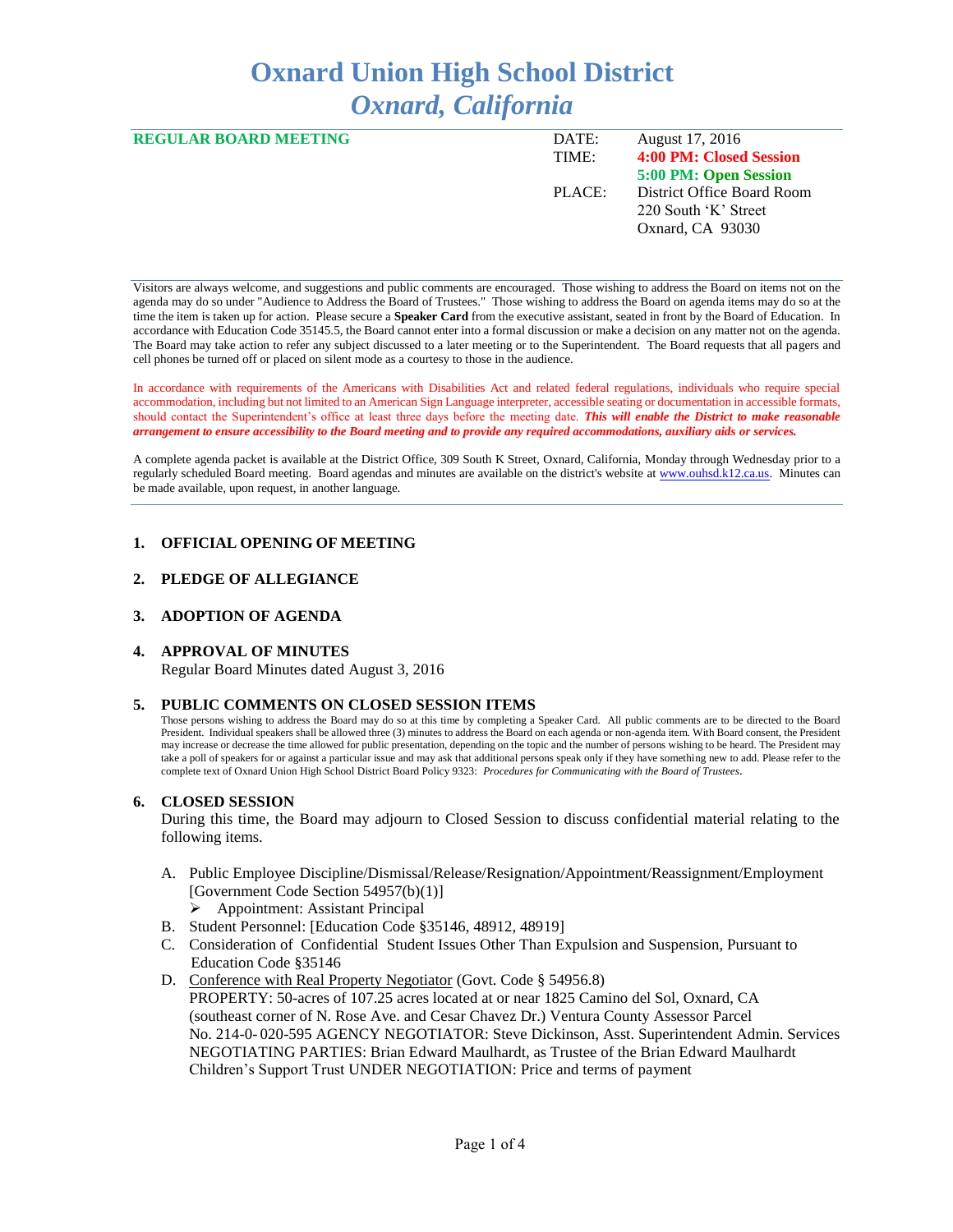# Oxnard Union High School District
## *Oxnard, California*

**REGULAR BOARD MEETING**

| | |
|---|---|
| DATE: | August 17, 2016 |
| TIME: | **4:00 PM: Closed Session** |
| | **5:00 PM: Open Session** |
| PLACE: | District Office Board Room |
| | 220 South 'K' Street |
| | Oxnard, CA 93030 |

Visitors are always welcome, and suggestions and public comments are encouraged. Those wishing to address the Board on items not on the agenda may do so under "Audience to Address the Board of Trustees." Those wishing to address the Board on agenda items may do so at the time the item is taken up for action. Please secure a **Speaker Card** from the executive assistant, seated in front by the Board of Education. In accordance with Education Code 35145.5, the Board cannot enter into a formal discussion or make a decision on any matter not on the agenda. The Board may take action to refer any subject discussed to a later meeting or to the Superintendent. The Board requests that all pagers and cell phones be turned off or placed on silent mode as a courtesy to those in the audience.

In accordance with requirements of the Americans with Disabilities Act and related federal regulations, individuals who require special accommodation, including but not limited to an American Sign Language interpreter, accessible seating or documentation in accessible formats, should contact the Superintendent's office at least three days before the meeting date. ***This will enable the District to make reasonable arrangement to ensure accessibility to the Board meeting and to provide any required accommodations, auxiliary aids or services.***

A complete agenda packet is available at the District Office, 309 South K Street, Oxnard, California, Monday through Wednesday prior to a regularly scheduled Board meeting. Board agendas and minutes are available on the district's website at www.ouhsd.k12.ca.us. Minutes can be made available, upon request, in another language.

### 1. OFFICIAL OPENING OF MEETING

### 2. PLEDGE OF ALLEGIANCE

### 3. ADOPTION OF AGENDA

### 4. APPROVAL OF MINUTES

Regular Board Minutes dated August 3, 2016

### 5. PUBLIC COMMENTS ON CLOSED SESSION ITEMS

Those persons wishing to address the Board may do so at this time by completing a Speaker Card. All public comments are to be directed to the Board President. Individual speakers shall be allowed three (3) minutes to address the Board on each agenda or non-agenda item. With Board consent, the President may increase or decrease the time allowed for public presentation, depending on the topic and the number of persons wishing to be heard. The President may take a poll of speakers for or against a particular issue and may ask that additional persons speak only if they have something new to add. Please refer to the complete text of Oxnard Union High School District Board Policy 9323: *Procedures for Communicating with the Board of Trustees*.

### 6. CLOSED SESSION

During this time, the Board may adjourn to Closed Session to discuss confidential material relating to the following items.

A. Public Employee Discipline/Dismissal/Release/Resignation/Appointment/Reassignment/Employment [Government Code Section 54957(b)(1)]
   - Appointment: Assistant Principal

B. Student Personnel: [Education Code §35146, 48912, 48919]

C. Consideration of Confidential Student Issues Other Than Expulsion and Suspension, Pursuant to Education Code §35146

D. Conference with Real Property Negotiator (Govt. Code § 54956.8)
   PROPERTY: 50-acres of 107.25 acres located at or near 1825 Camino del Sol, Oxnard, CA (southeast corner of N. Rose Ave. and Cesar Chavez Dr.) Ventura County Assessor Parcel No. 214-0-020-595 AGENCY NEGOTIATOR: Steve Dickinson, Asst. Superintendent Admin. Services NEGOTIATING PARTIES: Brian Edward Maulhardt, as Trustee of the Brian Edward Maulhardt Children's Support Trust UNDER NEGOTIATION: Price and terms of payment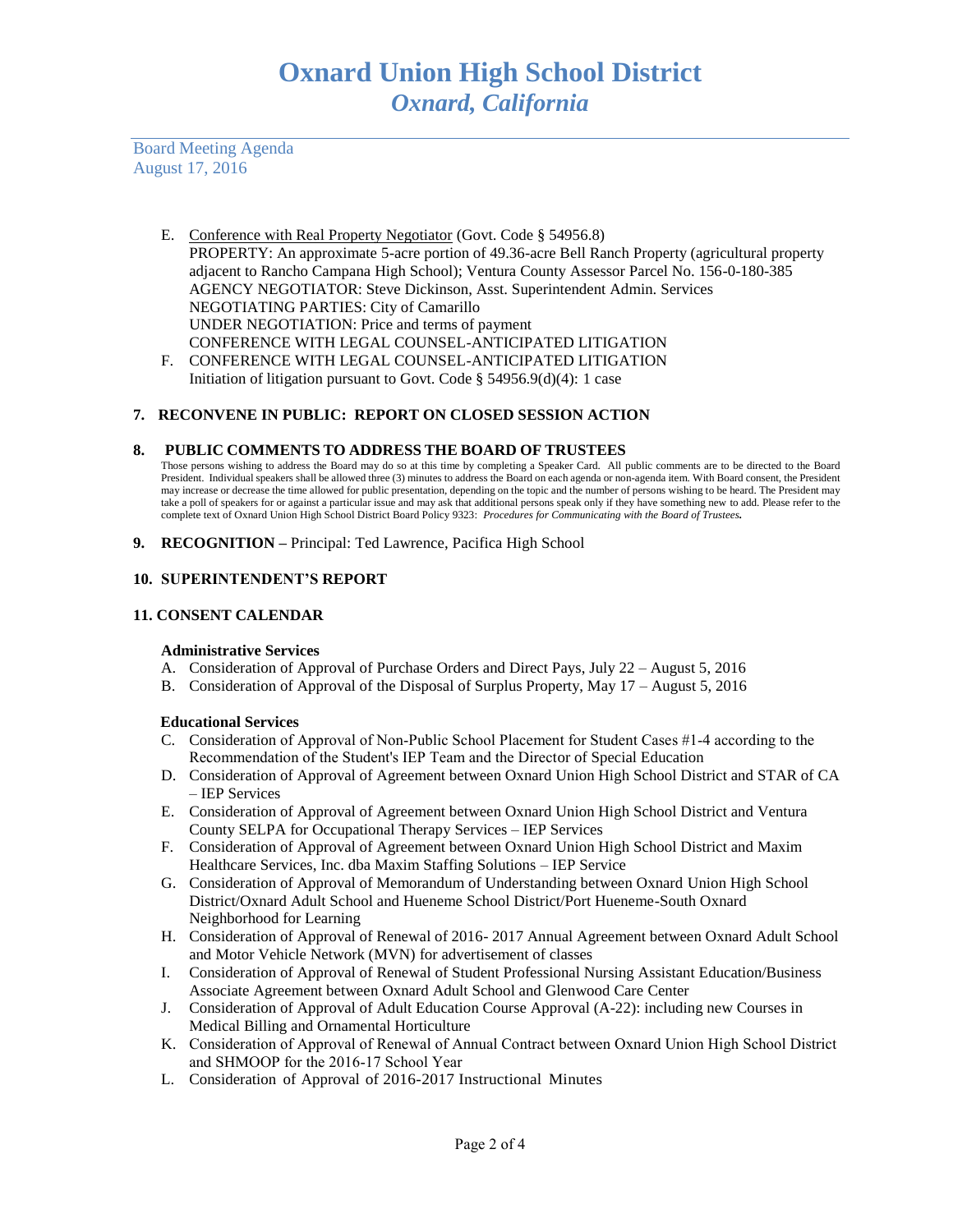E. Conference with Real Property Negotiator (Govt. Code § 54956.8)
PROPERTY: An approximate 5-acre portion of 49.36-acre Bell Ranch Property (agricultural property adjacent to Rancho Campana High School); Ventura County Assessor Parcel No. 156-0-180-385
AGENCY NEGOTIATOR: Steve Dickinson, Asst. Superintendent Admin. Services
NEGOTIATING PARTIES: City of Camarillo
UNDER NEGOTIATION: Price and terms of payment
CONFERENCE WITH LEGAL COUNSEL-ANTICIPATED LITIGATION

F. CONFERENCE WITH LEGAL COUNSEL-ANTICIPATED LITIGATION
Initiation of litigation pursuant to Govt. Code § 54956.9(d)(4): 1 case

**7. RECONVENE IN PUBLIC: REPORT ON CLOSED SESSION ACTION**

**8. PUBLIC COMMENTS TO ADDRESS THE BOARD OF TRUSTEES**

Those persons wishing to address the Board may do so at this time by completing a Speaker Card. All public comments are to be directed to the Board President. Individual speakers shall be allowed three (3) minutes to address the Board on each agenda or non-agenda item. With Board consent, the President may increase or decrease the time allowed for public presentation, depending on the topic and the number of persons wishing to be heard. The President may take a poll of speakers for or against a particular issue and may ask that additional persons speak only if they have something new to add. Please refer to the complete text of Oxnard Union High School District Board Policy 9323: ***Procedures for Communicating with the Board of Trustees.***

**9. RECOGNITION –** Principal: Ted Lawrence, Pacifica High School

**10. SUPERINTENDENT'S REPORT**

**11. CONSENT CALENDAR**

**Administrative Services**

A. Consideration of Approval of Purchase Orders and Direct Pays, July 22 – August 5, 2016
B. Consideration of Approval of the Disposal of Surplus Property, May 17 – August 5, 2016

**Educational Services**

C. Consideration of Approval of Non-Public School Placement for Student Cases #1-4 according to the Recommendation of the Student's IEP Team and the Director of Special Education
D. Consideration of Approval of Agreement between Oxnard Union High School District and STAR of CA – IEP Services
E. Consideration of Approval of Agreement between Oxnard Union High School District and Ventura County SELPA for Occupational Therapy Services – IEP Services
F. Consideration of Approval of Agreement between Oxnard Union High School District and Maxim Healthcare Services, Inc. dba Maxim Staffing Solutions – IEP Service
G. Consideration of Approval of Memorandum of Understanding between Oxnard Union High School District/Oxnard Adult School and Hueneme School District/Port Hueneme-South Oxnard Neighborhood for Learning
H. Consideration of Approval of Renewal of 2016- 2017 Annual Agreement between Oxnard Adult School and Motor Vehicle Network (MVN) for advertisement of classes
I. Consideration of Approval of Renewal of Student Professional Nursing Assistant Education/Business Associate Agreement between Oxnard Adult School and Glenwood Care Center
J. Consideration of Approval of Adult Education Course Approval (A-22): including new Courses in Medical Billing and Ornamental Horticulture
K. Consideration of Approval of Renewal of Annual Contract between Oxnard Union High School District and SHMOOP for the 2016-17 School Year
L. Consideration of Approval of 2016-2017 Instructional Minutes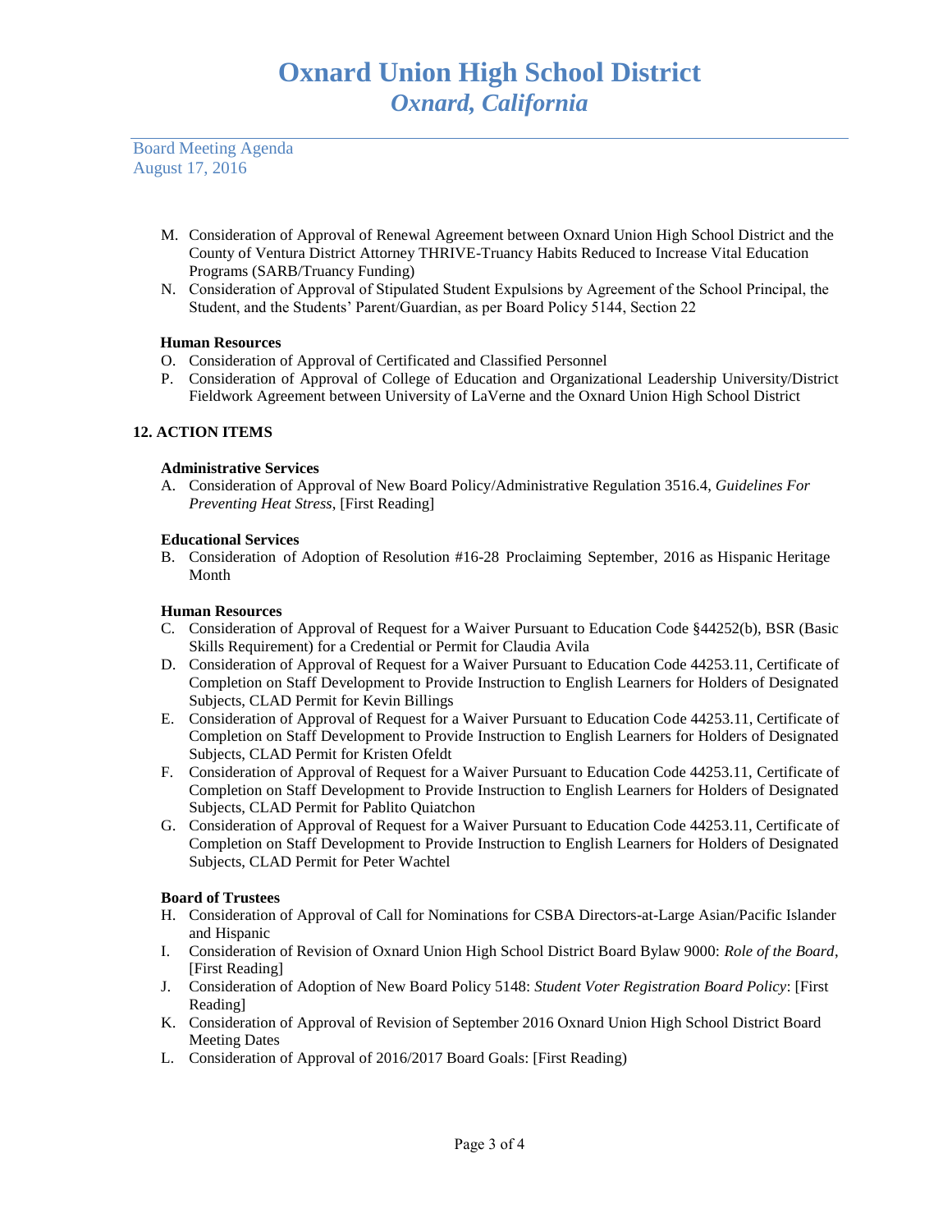M. Consideration of Approval of Renewal Agreement between Oxnard Union High School District and the County of Ventura District Attorney THRIVE-Truancy Habits Reduced to Increase Vital Education Programs (SARB/Truancy Funding)
N. Consideration of Approval of Stipulated Student Expulsions by Agreement of the School Principal, the Student, and the Students' Parent/Guardian, as per Board Policy 5144, Section 22

**Human Resources**

O. Consideration of Approval of Certificated and Classified Personnel
P. Consideration of Approval of College of Education and Organizational Leadership University/District Fieldwork Agreement between University of LaVerne and the Oxnard Union High School District

## 12. ACTION ITEMS

**Administrative Services**

A. Consideration of Approval of New Board Policy/Administrative Regulation 3516.4, *Guidelines For Preventing Heat Stress*, [First Reading]

**Educational Services**

B. Consideration of Adoption of Resolution #16-28 Proclaiming September, 2016 as Hispanic Heritage Month

**Human Resources**

C. Consideration of Approval of Request for a Waiver Pursuant to Education Code §44252(b), BSR (Basic Skills Requirement) for a Credential or Permit for Claudia Avila
D. Consideration of Approval of Request for a Waiver Pursuant to Education Code 44253.11, Certificate of Completion on Staff Development to Provide Instruction to English Learners for Holders of Designated Subjects, CLAD Permit for Kevin Billings
E. Consideration of Approval of Request for a Waiver Pursuant to Education Code 44253.11, Certificate of Completion on Staff Development to Provide Instruction to English Learners for Holders of Designated Subjects, CLAD Permit for Kristen Ofeldt
F. Consideration of Approval of Request for a Waiver Pursuant to Education Code 44253.11, Certificate of Completion on Staff Development to Provide Instruction to English Learners for Holders of Designated Subjects, CLAD Permit for Pablito Quiatchon
G. Consideration of Approval of Request for a Waiver Pursuant to Education Code 44253.11, Certificate of Completion on Staff Development to Provide Instruction to English Learners for Holders of Designated Subjects, CLAD Permit for Peter Wachtel

**Board of Trustees**

H. Consideration of Approval of Call for Nominations for CSBA Directors-at-Large Asian/Pacific Islander and Hispanic
I. Consideration of Revision of Oxnard Union High School District Board Bylaw 9000: *Role of the Board*, [First Reading]
J. Consideration of Adoption of New Board Policy 5148: *Student Voter Registration Board Policy*: [First Reading]
K. Consideration of Approval of Revision of September 2016 Oxnard Union High School District Board Meeting Dates
L. Consideration of Approval of 2016/2017 Board Goals: [First Reading)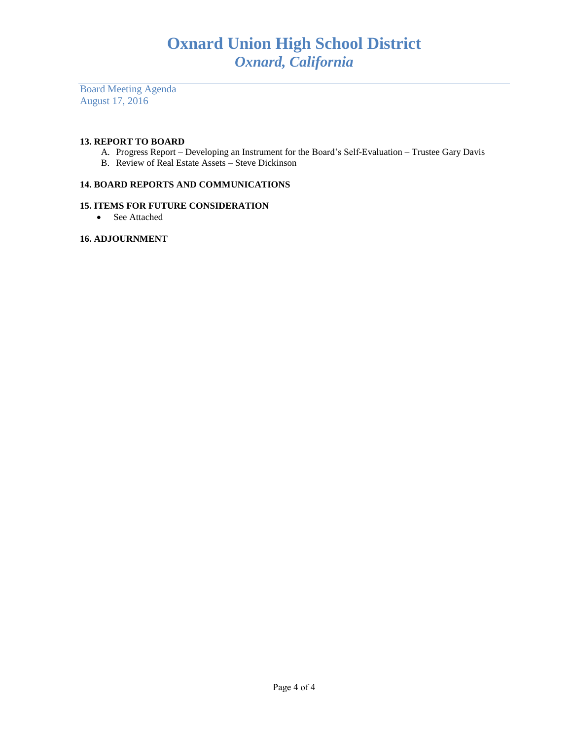**13. REPORT TO BOARD**

A. Progress Report – Developing an Instrument for the Board's Self-Evaluation – Trustee Gary Davis
B. Review of Real Estate Assets – Steve Dickinson

**14. BOARD REPORTS AND COMMUNICATIONS**

**15. ITEMS FOR FUTURE CONSIDERATION**

- See Attached

**16. ADJOURNMENT**